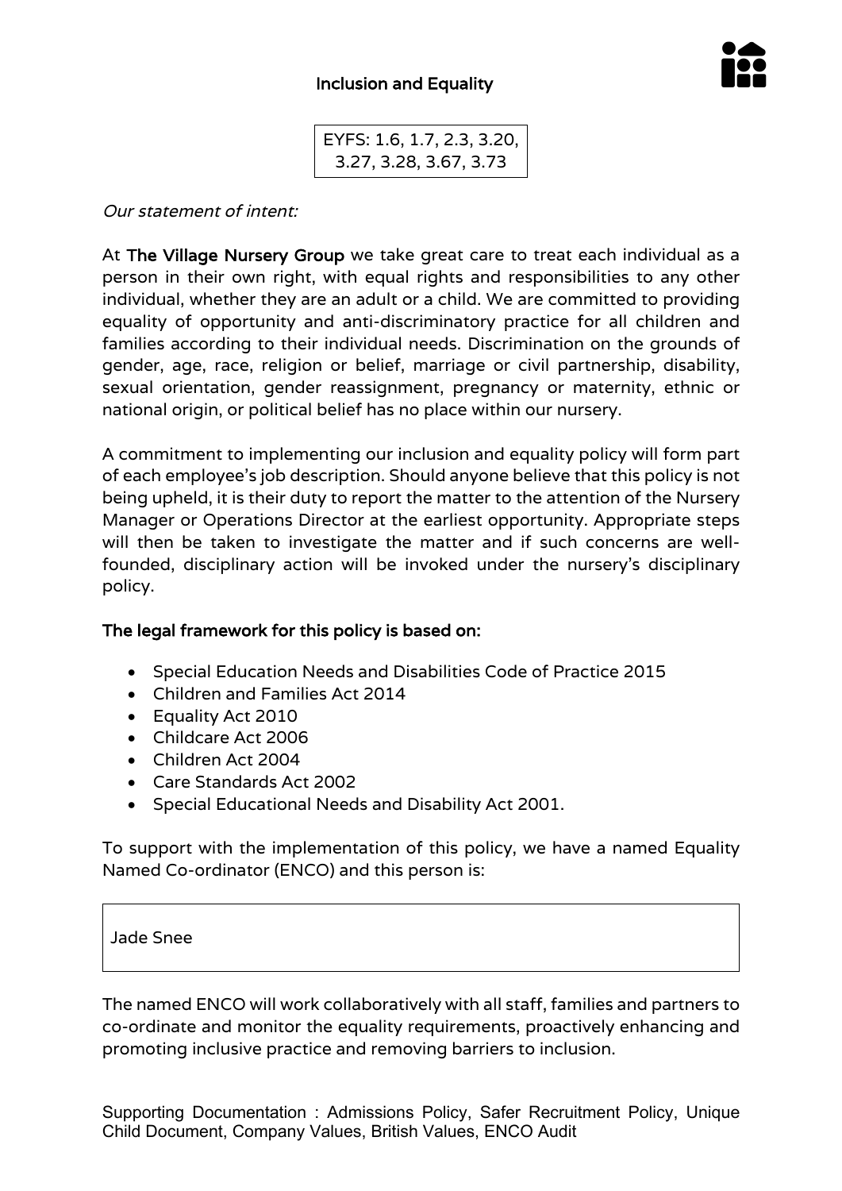# Inclusion and Equality

EYFS: 1.6, 1.7, 2.3, 3.20, 3.27, 3.28, 3.67, 3.73

*Our statement of intent:*

At **The Village Nursery Group** we take great care to treat each individual as a person in their own right, with equal rights and responsibilities to any other individual, whether they are an adult or a child. We are committed to providing equality of opportunity and anti-discriminatory practice for all children and families according to their individual needs. Discrimination on the grounds of gender, age, race, religion or belief, marriage or civil partnership, disability, sexual orientation, gender reassignment, pregnancy or maternity, ethnic or national origin, or political belief has no place within our nursery.

A commitment to implementing our inclusion and equality policy will form part of each employee's job description. Should anyone believe that this policy is not being upheld, it is their duty to report the matter to the attention of the Nursery Manager or Operations Director at the earliest opportunity. Appropriate steps will then be taken to investigate the matter and if such concerns are well-founded, disciplinary action will be invoked under the nursery's disciplinary policy.

**The legal framework for this policy is based on:**

- Special Education Needs and Disabilities Code of Practice 2015
- Children and Families Act 2014
- Equality Act 2010
- Childcare Act 2006
- Children Act 2004
- Care Standards Act 2002
- Special Educational Needs and Disability Act 2001.

To support with the implementation of this policy, we have a named Equality Named Co-ordinator (ENCO) and this person is:

Jade Snee

The named ENCO will work collaboratively with all staff, families and partners to co-ordinate and monitor the equality requirements, proactively enhancing and promoting inclusive practice and removing barriers to inclusion.

Supporting Documentation : Admissions Policy, Safer Recruitment Policy, Unique Child Document, Company Values, British Values, ENCO Audit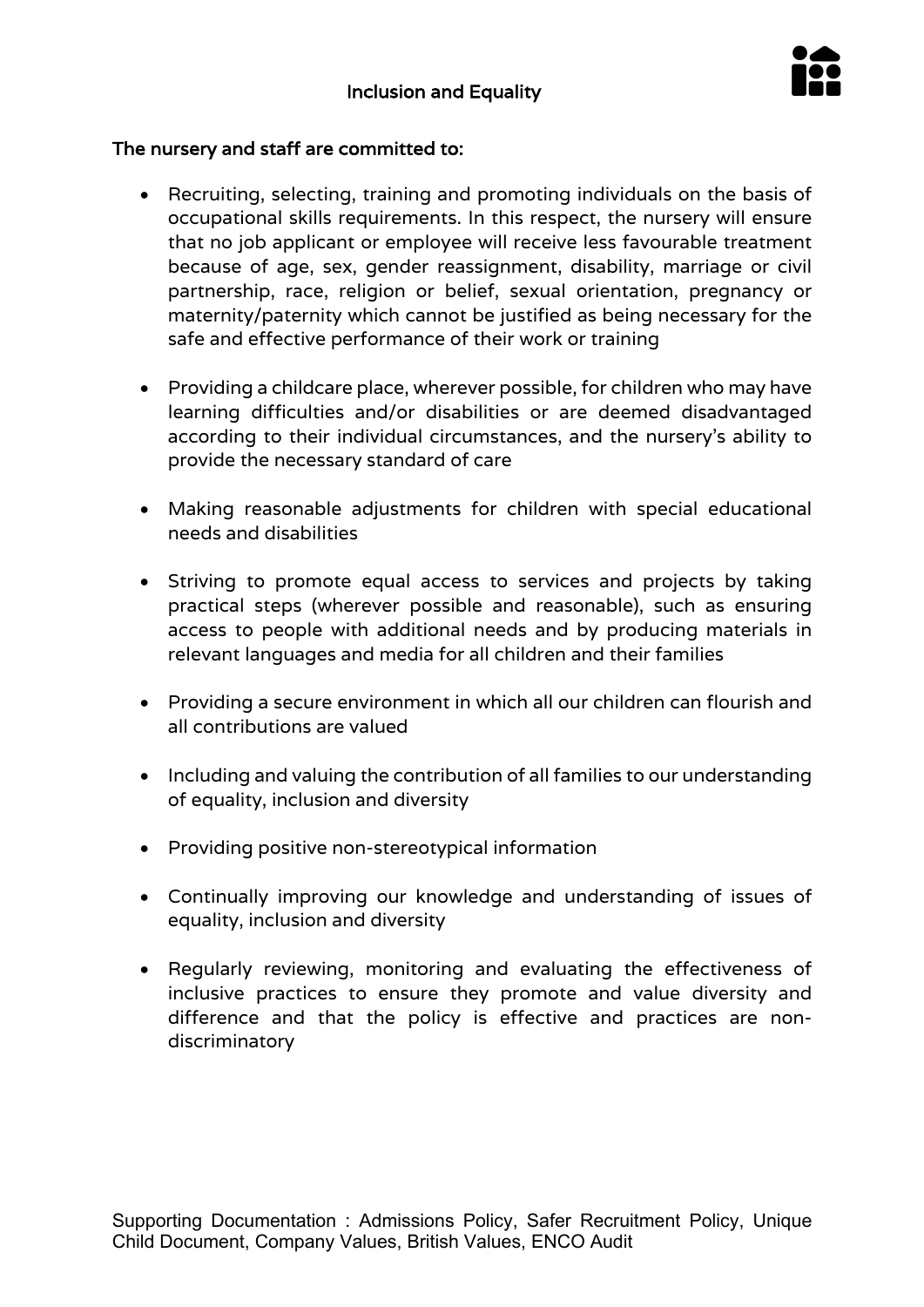**The nursery and staff are committed to:**

- Recruiting, selecting, training and promoting individuals on the basis of occupational skills requirements. In this respect, the nursery will ensure that no job applicant or employee will receive less favourable treatment because of age, sex, gender reassignment, disability, marriage or civil partnership, race, religion or belief, sexual orientation, pregnancy or maternity/paternity which cannot be justified as being necessary for the safe and effective performance of their work or training
- Providing a childcare place, wherever possible, for children who may have learning difficulties and/or disabilities or are deemed disadvantaged according to their individual circumstances, and the nursery's ability to provide the necessary standard of care
- Making reasonable adjustments for children with special educational needs and disabilities
- Striving to promote equal access to services and projects by taking practical steps (wherever possible and reasonable), such as ensuring access to people with additional needs and by producing materials in relevant languages and media for all children and their families
- Providing a secure environment in which all our children can flourish and all contributions are valued
- Including and valuing the contribution of all families to our understanding of equality, inclusion and diversity
- Providing positive non-stereotypical information
- Continually improving our knowledge and understanding of issues of equality, inclusion and diversity
- Regularly reviewing, monitoring and evaluating the effectiveness of inclusive practices to ensure they promote and value diversity and difference and that the policy is effective and practices are non-discriminatory

Supporting Documentation : Admissions Policy, Safer Recruitment Policy, Unique Child Document, Company Values, British Values, ENCO Audit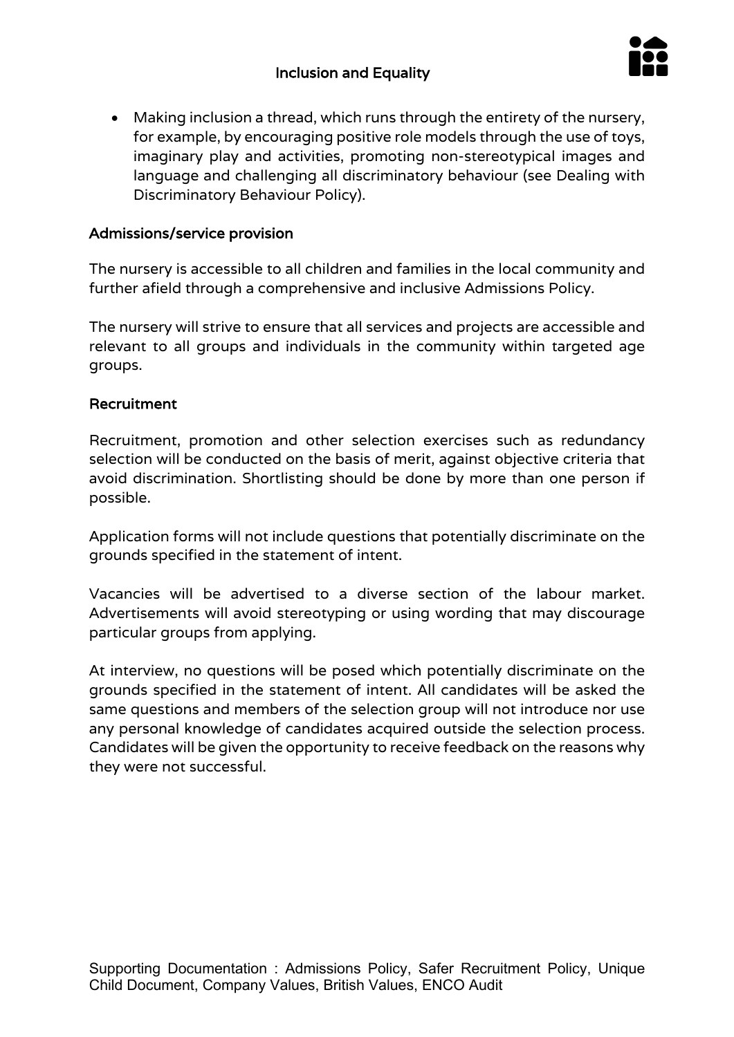- Making inclusion a thread, which runs through the entirety of the nursery, for example, by encouraging positive role models through the use of toys, imaginary play and activities, promoting non-stereotypical images and language and challenging all discriminatory behaviour (see Dealing with Discriminatory Behaviour Policy).

## Admissions/service provision

The nursery is accessible to all children and families in the local community and further afield through a comprehensive and inclusive Admissions Policy.

The nursery will strive to ensure that all services and projects are accessible and relevant to all groups and individuals in the community within targeted age groups.

## Recruitment

Recruitment, promotion and other selection exercises such as redundancy selection will be conducted on the basis of merit, against objective criteria that avoid discrimination. Shortlisting should be done by more than one person if possible.

Application forms will not include questions that potentially discriminate on the grounds specified in the statement of intent.

Vacancies will be advertised to a diverse section of the labour market. Advertisements will avoid stereotyping or using wording that may discourage particular groups from applying.

At interview, no questions will be posed which potentially discriminate on the grounds specified in the statement of intent. All candidates will be asked the same questions and members of the selection group will not introduce nor use any personal knowledge of candidates acquired outside the selection process. Candidates will be given the opportunity to receive feedback on the reasons why they were not successful.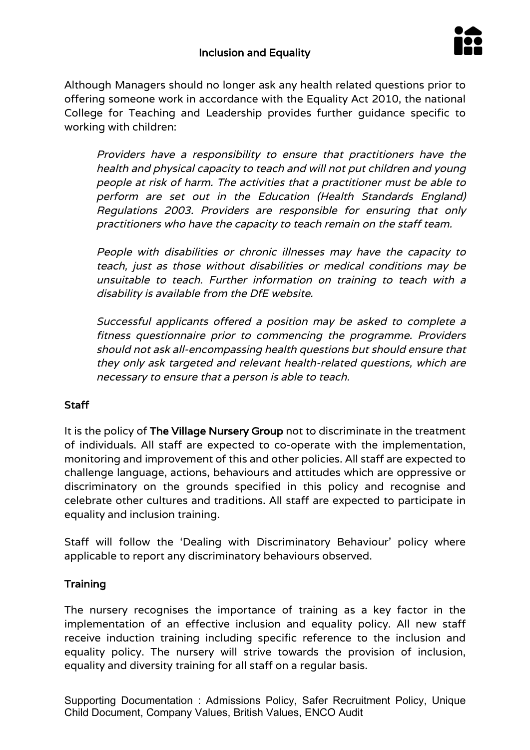Although Managers should no longer ask any health related questions prior to offering someone work in accordance with the Equality Act 2010, the national College for Teaching and Leadership provides further guidance specific to working with children:

> *Providers have a responsibility to ensure that practitioners have the health and physical capacity to teach and will not put children and young people at risk of harm. The activities that a practitioner must be able to perform are set out in the Education (Health Standards England) Regulations 2003. Providers are responsible for ensuring that only practitioners who have the capacity to teach remain on the staff team.*
>
> *People with disabilities or chronic illnesses may have the capacity to teach, just as those without disabilities or medical conditions may be unsuitable to teach. Further information on training to teach with a disability is available from the DfE website.*
>
> *Successful applicants offered a position may be asked to complete a fitness questionnaire prior to commencing the programme. Providers should not ask all-encompassing health questions but should ensure that they only ask targeted and relevant health-related questions, which are necessary to ensure that a person is able to teach.*

## Staff

It is the policy of **The Village Nursery Group** not to discriminate in the treatment of individuals. All staff are expected to co-operate with the implementation, monitoring and improvement of this and other policies. All staff are expected to challenge language, actions, behaviours and attitudes which are oppressive or discriminatory on the grounds specified in this policy and recognise and celebrate other cultures and traditions. All staff are expected to participate in equality and inclusion training.

Staff will follow the 'Dealing with Discriminatory Behaviour' policy where applicable to report any discriminatory behaviours observed.

## Training

The nursery recognises the importance of training as a key factor in the implementation of an effective inclusion and equality policy. All new staff receive induction training including specific reference to the inclusion and equality policy. The nursery will strive towards the provision of inclusion, equality and diversity training for all staff on a regular basis.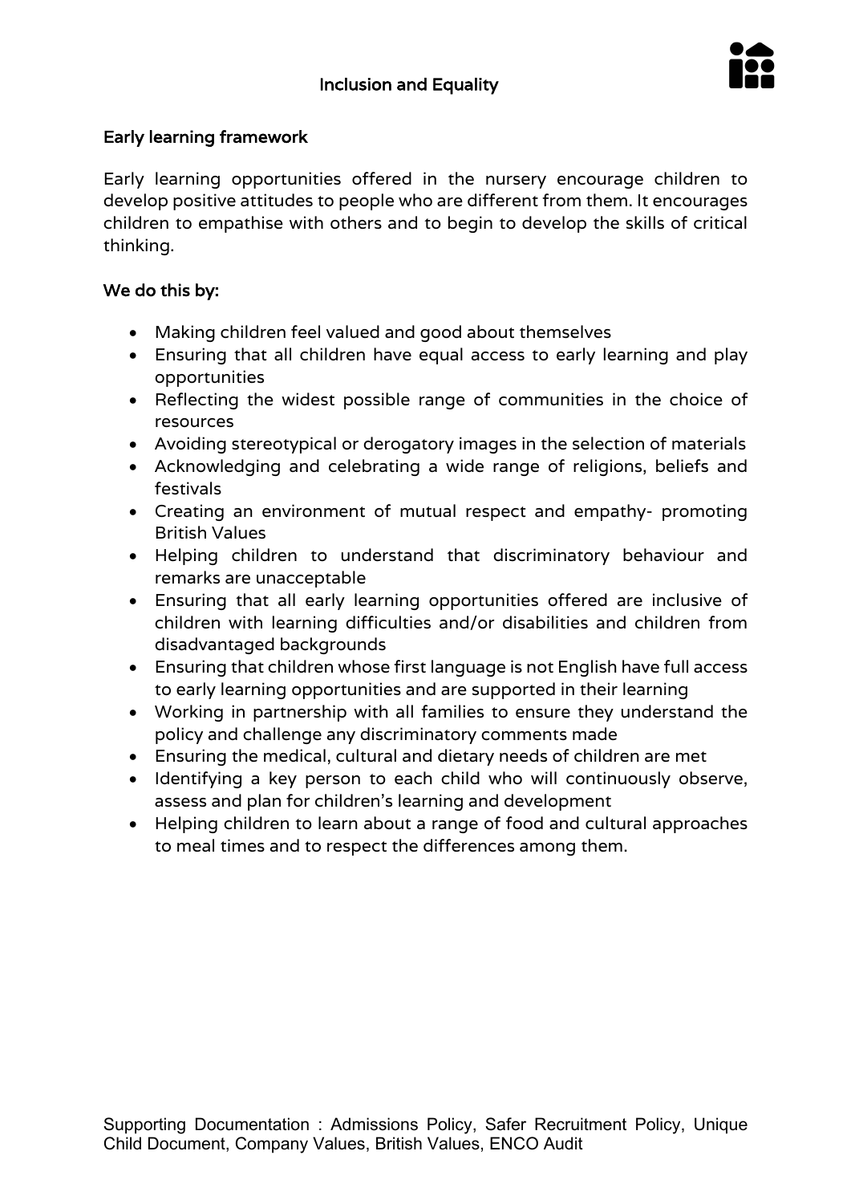## Early learning framework

Early learning opportunities offered in the nursery encourage children to develop positive attitudes to people who are different from them. It encourages children to empathise with others and to begin to develop the skills of critical thinking.

## We do this by:

- Making children feel valued and good about themselves
- Ensuring that all children have equal access to early learning and play opportunities
- Reflecting the widest possible range of communities in the choice of resources
- Avoiding stereotypical or derogatory images in the selection of materials
- Acknowledging and celebrating a wide range of religions, beliefs and festivals
- Creating an environment of mutual respect and empathy- promoting British Values
- Helping children to understand that discriminatory behaviour and remarks are unacceptable
- Ensuring that all early learning opportunities offered are inclusive of children with learning difficulties and/or disabilities and children from disadvantaged backgrounds
- Ensuring that children whose first language is not English have full access to early learning opportunities and are supported in their learning
- Working in partnership with all families to ensure they understand the policy and challenge any discriminatory comments made
- Ensuring the medical, cultural and dietary needs of children are met
- Identifying a key person to each child who will continuously observe, assess and plan for children's learning and development
- Helping children to learn about a range of food and cultural approaches to meal times and to respect the differences among them.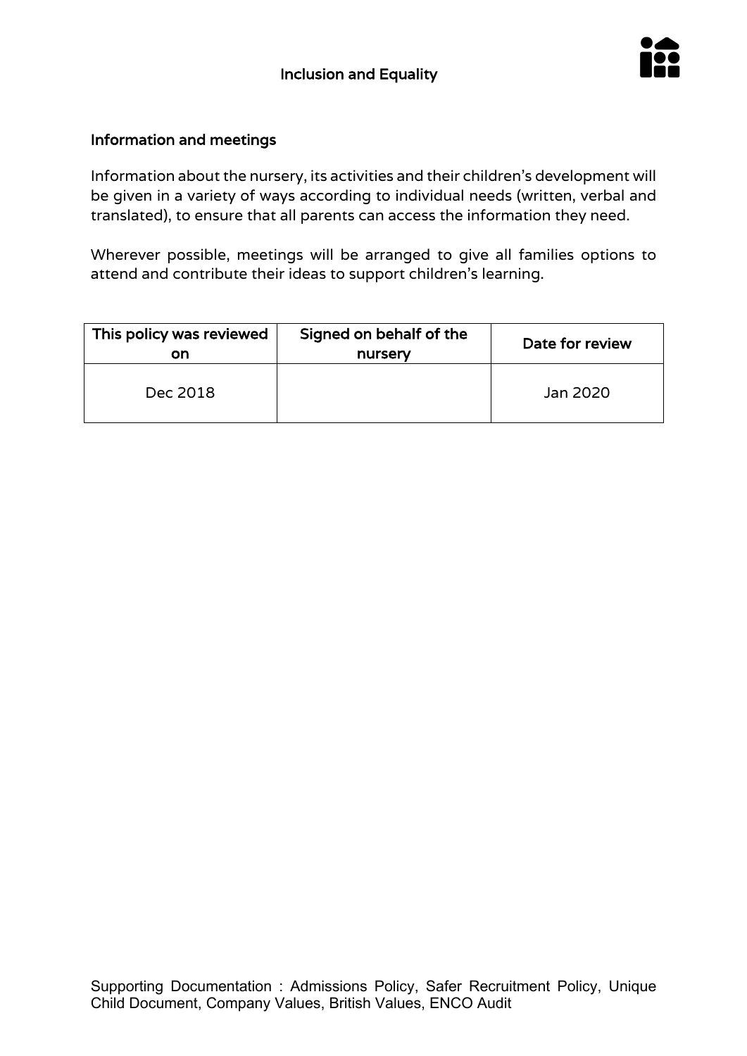### Information and meetings

Information about the nursery, its activities and their children's development will be given in a variety of ways according to individual needs (written, verbal and translated), to ensure that all parents can access the information they need.

Wherever possible, meetings will be arranged to give all families options to attend and contribute their ideas to support children's learning.

| This policy was reviewed on | Signed on behalf of the nursery | Date for review |
|---|---|---|
| Dec 2018 | | Jan 2020 |

Supporting Documentation : Admissions Policy, Safer Recruitment Policy, Unique Child Document, Company Values, British Values, ENCO Audit